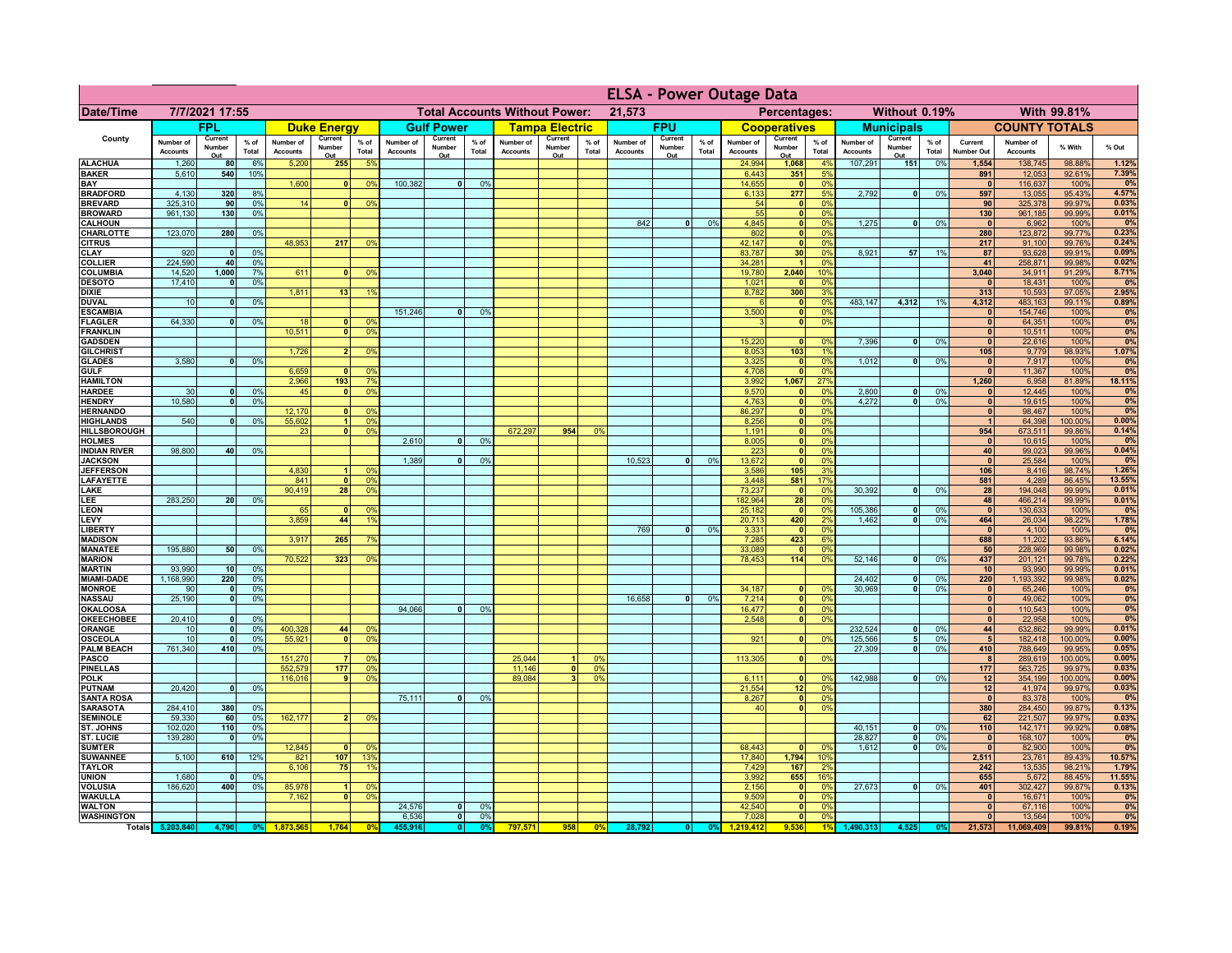# ELSA - Power Outage Data

| Date/Time | 7/7/2021 17:55 | | | | | | | Total Accounts Without Power: | | | 21,573 | | | | Percentages: | | | Without 0.19% | | | | With 99.81% | | |
|---|---|---|---|---|---|---|---|---|---|---|---|---|---|---|---|---|---|---|---|---|---|---|---|---|
| | FPL | | | Duke Energy | | | Gulf Power | | | Tampa Electric | | | FPU | | | Cooperatives | | | Municipals | | | COUNTY TOTALS | | | |
| County | Number of Accounts | Current Number Out | % of Total | Number of Accounts | Current Number Out | % of Total | Number of Accounts | Current Number Out | % of Total | Number of Accounts | Current Number Out | % of Total | Number of Accounts | Current Number Out | % of Total | Number of Accounts | Current Number Out | % of Total | Number of Accounts | Current Number Out | % of Total | Current Number Out | Number of Accounts | % With | % Out |
| ALACHUA | 1,260 | 80 | 6% | 5,200 | 255 | 5% | | | | | | | | | | 24,994 | 1,068 | 4% | 107,291 | 151 | 0% | 1,554 | 138,745 | 98.88% | 1.12% |
| BAKER | 5,610 | 540 | 10% | | | | | | | | | | | | | 6,443 | 351 | 5% | | | | 891 | 12,053 | 92.61% | 7.39% |
| BAY | | | | 1,600 | 0 | 0% | 100,382 | 0 | 0% | | | | | | | 14,655 | 0 | 0% | | | | 0 | 116,637 | 100% | 0% |
| BRADFORD | 4,130 | 320 | 8% | | | | | | | | | | | | | 6,133 | 277 | 5% | 2,792 | 0 | 0% | 597 | 13,055 | 95.43% | 4.57% |
| BREVARD | 325,310 | 90 | 0% | 14 | 0 | 0% | | | | | | | | | | 54 | 0 | 0% | | | | 90 | 325,378 | 99.97% | 0.03% |
| BROWARD | 961,130 | 130 | 0% | | | | | | | | | | | | | 55 | 0 | 0% | | | | 130 | 961,185 | 99.99% | 0.01% |
| CALHOUN | | | | | | | | | | | | | 842 | 0 | 0% | 4,845 | 0 | 0% | 1,275 | 0 | 0% | 0 | 6,962 | 100% | 0% |
| CHARLOTTE | 123,070 | 280 | 0% | | | | | | | | | | | | | 802 | 0 | 0% | | | | 280 | 123,872 | 99.77% | 0.23% |
| CITRUS | | | | 48,953 | 217 | 0% | | | | | | | | | | 42,147 | 0 | 0% | | | | 217 | 91,100 | 99.76% | 0.24% |
| CLAY | 920 | 0 | 0% | | | | | | | | | | | | | 83,787 | 30 | 0% | 8,921 | 57 | 1% | 87 | 93,628 | 99.91% | 0.09% |
| COLLIER | 224,590 | 40 | 0% | | | | | | | | | | | | | 34,281 | 1 | 0% | | | | 41 | 258,871 | 99.98% | 0.02% |
| COLUMBIA | 14,520 | 1,000 | 7% | 611 | 0 | 0% | | | | | | | | | | 19,780 | 2,040 | 10% | | | | 3,040 | 34,911 | 91.29% | 8.71% |
| DESOTO | 17,410 | 0 | 0% | | | | | | | | | | | | | 1,021 | 0 | 0% | | | | 0 | 18,431 | 100% | 0% |
| DIXIE | | | | 1,811 | 13 | 1% | | | | | | | | | | 8,782 | 300 | 3% | | | | 313 | 10,593 | 97.05% | 2.95% |
| DUVAL | 10 | 0 | 0% | | | | | | | | | | | | | 6 | 0 | 0% | 483,147 | 4,312 | 1% | 4,312 | 483,163 | 99.11% | 0.89% |
| ESCAMBIA | | | | | | | 151,246 | 0 | 0% | | | | | | | 3,500 | 0 | 0% | | | | 0 | 154,746 | 100% | 0% |
| FLAGLER | 64,330 | 0 | 0% | 18 | 0 | 0% | | | | | | | | | | 3 | 0 | 0% | | | | 0 | 64,351 | 100% | 0% |
| FRANKLIN | | | | 10,511 | 0 | 0% | | | | | | | | | | | | | | | | 0 | 10,511 | 100% | 0% |
| GADSDEN | | | | | | | | | | | | | | | | 15,220 | 0 | 0% | 7,396 | 0 | 0% | 0 | 22,616 | 100% | 0% |
| GILCHRIST | | | | 1,726 | 2 | 0% | | | | | | | | | | 8,053 | 103 | 1% | | | | 105 | 9,779 | 98.93% | 1.07% |
| GLADES | 3,580 | 0 | 0% | | | | | | | | | | | | | 3,325 | 0 | 0% | 1,012 | 0 | 0% | 0 | 7,917 | 100% | 0% |
| GULF | | | | 6,659 | 0 | 0% | | | | | | | | | | 4,708 | 0 | 0% | | | | 0 | 11,367 | 100% | 0% |
| HAMILTON | | | | 2,966 | 193 | 7% | | | | | | | | | | 3,992 | 1,067 | 27% | | | | 1,260 | 6,958 | 81.89% | 18.11% |
| HARDEE | 30 | 0 | 0% | 45 | 0 | 0% | | | | | | | | | | 9,570 | 0 | 0% | 2,800 | 0 | 0% | 0 | 12,445 | 100% | 0% |
| HENDRY | 10,580 | 0 | 0% | | | | | | | | | | | | | 4,763 | 0 | 0% | 4,272 | 0 | 0% | 0 | 19,615 | 100% | 0% |
| HERNANDO | | | | 12,170 | 0 | 0% | | | | | | | | | | 86,297 | 0 | 0% | | | | 0 | 98,467 | 100% | 0% |
| HIGHLANDS | 540 | 0 | 0% | 55,602 | 1 | 0% | | | | | | | | | | 8,256 | 0 | 0% | | | | 1 | 64,398 | 100.00% | 0.00% |
| HILLSBOROUGH | | | | 23 | 0 | 0% | | | | 672,297 | 954 | 0% | | | | 1,191 | 0 | 0% | | | | 954 | 673,511 | 99.86% | 0.14% |
| HOLMES | | | | | | | 2,610 | 0 | 0% | | | | | | | 8,005 | 0 | 0% | | | | 0 | 10,615 | 100% | 0% |
| INDIAN RIVER | 98,800 | 40 | 0% | | | | | | | | | | | | | 223 | 0 | 0% | | | | 40 | 99,023 | 99.96% | 0.04% |
| JACKSON | | | | | | | 1,389 | 0 | 0% | | | | 10,523 | 0 | 0% | 13,672 | 0 | 0% | | | | 0 | 25,584 | 100% | 0% |
| JEFFERSON | | | | 4,830 | 1 | 0% | | | | | | | | | | 3,586 | 105 | 3% | | | | 106 | 8,416 | 98.74% | 1.26% |
| LAFAYETTE | | | | 841 | 0 | 0% | | | | | | | | | | 3,448 | 581 | 17% | | | | 581 | 4,289 | 86.45% | 13.55% |
| LAKE | | | | 90,419 | 28 | 0% | | | | | | | | | | 73,237 | 0 | 0% | 30,392 | 0 | 0% | 28 | 194,048 | 99.99% | 0.01% |
| LEE | 283,250 | 20 | 0% | | | | | | | | | | | | | 182,964 | 28 | 0% | | | | 48 | 466,214 | 99.99% | 0.01% |
| LEON | | | | 65 | 0 | 0% | | | | | | | | | | 25,182 | 0 | 0% | 105,386 | 0 | 0% | 0 | 130,633 | 100% | 0% |
| LEVY | | | | 3,859 | 44 | 1% | | | | | | | | | | 20,713 | 420 | 2% | 1,462 | 0 | 0% | 464 | 26,034 | 98.22% | 1.78% |
| LIBERTY | | | | | | | | | | | | | 769 | 0 | 0% | 3,331 | 0 | 0% | | | | 0 | 4,100 | 100% | 0% |
| MADISON | | | | 3,917 | 265 | 7% | | | | | | | | | | 7,285 | 423 | 6% | | | | 688 | 11,202 | 93.86% | 6.14% |
| MANATEE | 195,880 | 50 | 0% | | | | | | | | | | | | | 33,089 | 0 | 0% | | | | 50 | 228,969 | 99.98% | 0.02% |
| MARION | | | | 70,522 | 323 | 0% | | | | | | | | | | 78,453 | 114 | 0% | 52,146 | 0 | 0% | 437 | 201,121 | 99.78% | 0.22% |
| MARTIN | 93,990 | 10 | 0% | | | | | | | | | | | | | | | | | | | 10 | 93,990 | 99.99% | 0.01% |
| MIAMI-DADE | 1,168,990 | 220 | 0% | | | | | | | | | | | | | | | | 24,402 | 0 | 0% | 220 | 1,193,392 | 99.98% | 0.02% |
| MONROE | 90 | 0 | 0% | | | | | | | | | | | | | 34,187 | 0 | 0% | 30,969 | 0 | 0% | 0 | 65,246 | 100% | 0% |
| NASSAU | 25,190 | 0 | 0% | | | | | | | | | | 16,658 | 0 | 0% | 7,214 | 0 | 0% | | | | 0 | 49,062 | 100% | 0% |
| OKALOOSA | | | | | | | 94,066 | 0 | 0% | | | | | | | 16,477 | 0 | 0% | | | | 0 | 110,543 | 100% | 0% |
| OKEECHOBEE | 20,410 | 0 | 0% | | | | | | | | | | | | | 2,548 | 0 | 0% | | | | 0 | 22,958 | 100% | 0% |
| ORANGE | 10 | 0 | 0% | 400,328 | 44 | 0% | | | | | | | | | | | | | 232,524 | 0 | 0% | 44 | 632,862 | 99.99% | 0.01% |
| OSCEOLA | 10 | 0 | 0% | 55,921 | 0 | 0% | | | | | | | | | | 921 | 0 | 0% | 125,566 | 5 | 0% | 5 | 182,418 | 100.00% | 0.00% |
| PALM BEACH | 761,340 | 410 | 0% | | | | | | | | | | | | | | | | 27,309 | 0 | 0% | 410 | 788,649 | 99.95% | 0.05% |
| PASCO | | | | 151,270 | 7 | 0% | | | | 25,044 | 1 | 0% | | | | 113,305 | 0 | 0% | | | | 8 | 289,619 | 100.00% | 0.00% |
| PINELLAS | | | | 552,579 | 177 | 0% | | | | 11,146 | 0 | 0% | | | | | | | | | | 177 | 563,725 | 99.97% | 0.03% |
| POLK | | | | 116,016 | 9 | 0% | | | | 89,084 | 3 | 0% | | | | 6,111 | 0 | 0% | 142,988 | 0 | 0% | 12 | 354,199 | 100.00% | 0.00% |
| PUTNAM | 20,420 | 0 | 0% | | | | | | | | | | | | | 21,554 | 12 | 0% | | | | 12 | 41,974 | 99.97% | 0.03% |
| SANTA ROSA | | | | | | | 75,111 | 0 | 0% | | | | | | | 8,267 | 0 | 0% | | | | 0 | 83,378 | 100% | 0% |
| SARASOTA | 284,410 | 380 | 0% | | | | | | | | | | | | | 40 | 0 | 0% | | | | 380 | 284,450 | 99.87% | 0.13% |
| SEMINOLE | 59,330 | 60 | 0% | 162,177 | 2 | 0% | | | | | | | | | | | | | | | | 62 | 221,507 | 99.97% | 0.03% |
| ST. JOHNS | 102,020 | 110 | 0% | | | | | | | | | | | | | | | | 40,151 | 0 | 0% | 110 | 142,171 | 99.92% | 0.08% |
| ST. LUCIE | 139,280 | 0 | 0% | | | | | | | | | | | | | | | | 28,827 | 0 | 0% | 0 | 168,107 | 100% | 0% |
| SUMTER | | | | 12,845 | 0 | 0% | | | | | | | | | | 68,443 | 0 | 0% | 1,612 | 0 | 0% | 0 | 82,900 | 100% | 0% |
| SUWANNEE | 5,100 | 610 | 12% | 821 | 107 | 13% | | | | | | | | | | 17,840 | 1,794 | 10% | | | | 2,511 | 23,761 | 89.43% | 10.57% |
| TAYLOR | | | | 6,106 | 75 | 1% | | | | | | | | | | 7,429 | 167 | 2% | | | | 242 | 13,535 | 98.21% | 1.79% |
| UNION | 1,680 | 0 | 0% | | | | | | | | | | | | | 3,992 | 655 | 16% | | | | 655 | 5,672 | 88.45% | 11.55% |
| VOLUSIA | 186,620 | 400 | 0% | 85,978 | 1 | 0% | | | | | | | | | | 2,156 | 0 | 0% | 27,673 | 0 | 0% | 401 | 302,427 | 99.87% | 0.13% |
| WAKULLA | | | | 7,162 | 0 | 0% | | | | | | | | | | 9,509 | 0 | 0% | | | | 0 | 16,671 | 100% | 0% |
| WALTON | | | | | | | 24,576 | 0 | 0% | | | | | | | 42,540 | 0 | 0% | | | | 0 | 67,116 | 100% | 0% |
| WASHINGTON | | | | | | | 6,536 | 0 | 0% | | | | | | | 7,028 | 0 | 0% | | | | 0 | 13,564 | 100% | 0% |
| Totals | 5,203,840 | 4,790 | 0% | 1,873,565 | 1,764 | 0% | 455,916 | 0 | 0% | 797,571 | 958 | 0% | 28,792 | 0 | 0% | 1,219,412 | 9,536 | 1% | 1,490,313 | 4,525 | 0% | 21,573 | 11,069,409 | 99.81% | 0.19% |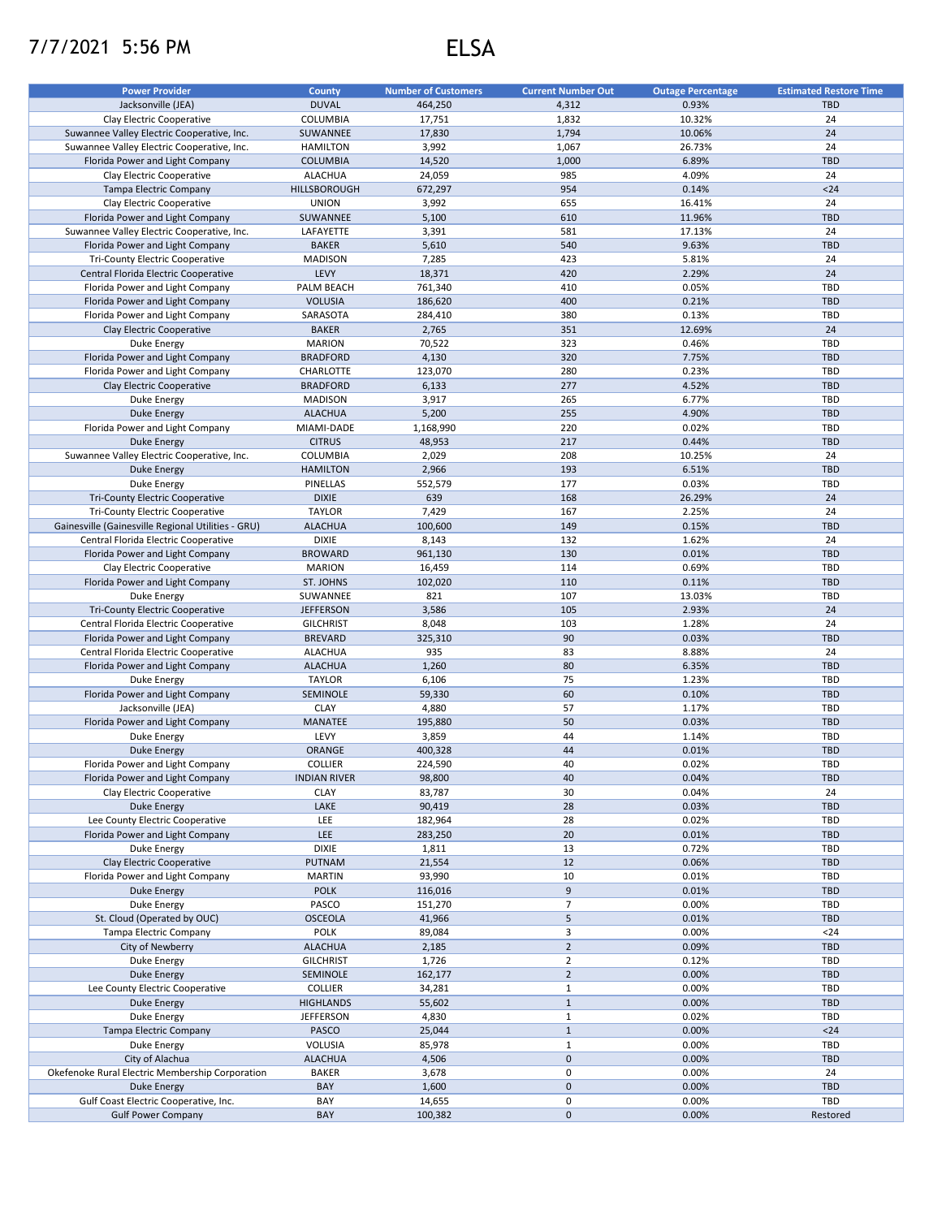7/7/2021 5:56 PM

# ELSA

| Power Provider | County | Number of Customers | Current Number Out | Outage Percentage | Estimated Restore Time |
|---|---|---|---|---|---|
| Jacksonville (JEA) | DUVAL | 464,250 | 4,312 | 0.93% | TBD |
| Clay Electric Cooperative | COLUMBIA | 17,751 | 1,832 | 10.32% | 24 |
| Suwannee Valley Electric Cooperative, Inc. | SUWANNEE | 17,830 | 1,794 | 10.06% | 24 |
| Suwannee Valley Electric Cooperative, Inc. | HAMILTON | 3,992 | 1,067 | 26.73% | 24 |
| Florida Power and Light Company | COLUMBIA | 14,520 | 1,000 | 6.89% | TBD |
| Clay Electric Cooperative | ALACHUA | 24,059 | 985 | 4.09% | 24 |
| Tampa Electric Company | HILLSBOROUGH | 672,297 | 954 | 0.14% | <24 |
| Clay Electric Cooperative | UNION | 3,992 | 655 | 16.41% | 24 |
| Florida Power and Light Company | SUWANNEE | 5,100 | 610 | 11.96% | TBD |
| Suwannee Valley Electric Cooperative, Inc. | LAFAYETTE | 3,391 | 581 | 17.13% | 24 |
| Florida Power and Light Company | BAKER | 5,610 | 540 | 9.63% | TBD |
| Tri-County Electric Cooperative | MADISON | 7,285 | 423 | 5.81% | 24 |
| Central Florida Electric Cooperative | LEVY | 18,371 | 420 | 2.29% | 24 |
| Florida Power and Light Company | PALM BEACH | 761,340 | 410 | 0.05% | TBD |
| Florida Power and Light Company | VOLUSIA | 186,620 | 400 | 0.21% | TBD |
| Florida Power and Light Company | SARASOTA | 284,410 | 380 | 0.13% | TBD |
| Clay Electric Cooperative | BAKER | 2,765 | 351 | 12.69% | 24 |
| Duke Energy | MARION | 70,522 | 323 | 0.46% | TBD |
| Florida Power and Light Company | BRADFORD | 4,130 | 320 | 7.75% | TBD |
| Florida Power and Light Company | CHARLOTTE | 123,070 | 280 | 0.23% | TBD |
| Clay Electric Cooperative | BRADFORD | 6,133 | 277 | 4.52% | TBD |
| Duke Energy | MADISON | 3,917 | 265 | 6.77% | TBD |
| Duke Energy | ALACHUA | 5,200 | 255 | 4.90% | TBD |
| Florida Power and Light Company | MIAMI-DADE | 1,168,990 | 220 | 0.02% | TBD |
| Duke Energy | CITRUS | 48,953 | 217 | 0.44% | TBD |
| Suwannee Valley Electric Cooperative, Inc. | COLUMBIA | 2,029 | 208 | 10.25% | 24 |
| Duke Energy | HAMILTON | 2,966 | 193 | 6.51% | TBD |
| Duke Energy | PINELLAS | 552,579 | 177 | 0.03% | TBD |
| Tri-County Electric Cooperative | DIXIE | 639 | 168 | 26.29% | 24 |
| Tri-County Electric Cooperative | TAYLOR | 7,429 | 167 | 2.25% | 24 |
| Gainesville (Gainesville Regional Utilities - GRU) | ALACHUA | 100,600 | 149 | 0.15% | TBD |
| Central Florida Electric Cooperative | DIXIE | 8,143 | 132 | 1.62% | 24 |
| Florida Power and Light Company | BROWARD | 961,130 | 130 | 0.01% | TBD |
| Clay Electric Cooperative | MARION | 16,459 | 114 | 0.69% | TBD |
| Florida Power and Light Company | ST. JOHNS | 102,020 | 110 | 0.11% | TBD |
| Duke Energy | SUWANNEE | 821 | 107 | 13.03% | TBD |
| Tri-County Electric Cooperative | JEFFERSON | 3,586 | 105 | 2.93% | 24 |
| Central Florida Electric Cooperative | GILCHRIST | 8,048 | 103 | 1.28% | 24 |
| Florida Power and Light Company | BREVARD | 325,310 | 90 | 0.03% | TBD |
| Central Florida Electric Cooperative | ALACHUA | 935 | 83 | 8.88% | 24 |
| Florida Power and Light Company | ALACHUA | 1,260 | 80 | 6.35% | TBD |
| Duke Energy | TAYLOR | 6,106 | 75 | 1.23% | TBD |
| Florida Power and Light Company | SEMINOLE | 59,330 | 60 | 0.10% | TBD |
| Jacksonville (JEA) | CLAY | 4,880 | 57 | 1.17% | TBD |
| Florida Power and Light Company | MANATEE | 195,880 | 50 | 0.03% | TBD |
| Duke Energy | LEVY | 3,859 | 44 | 1.14% | TBD |
| Duke Energy | ORANGE | 400,328 | 44 | 0.01% | TBD |
| Florida Power and Light Company | COLLIER | 224,590 | 40 | 0.02% | TBD |
| Florida Power and Light Company | INDIAN RIVER | 98,800 | 40 | 0.04% | TBD |
| Clay Electric Cooperative | CLAY | 83,787 | 30 | 0.04% | 24 |
| Duke Energy | LAKE | 90,419 | 28 | 0.03% | TBD |
| Lee County Electric Cooperative | LEE | 182,964 | 28 | 0.02% | TBD |
| Florida Power and Light Company | LEE | 283,250 | 20 | 0.01% | TBD |
| Duke Energy | DIXIE | 1,811 | 13 | 0.72% | TBD |
| Clay Electric Cooperative | PUTNAM | 21,554 | 12 | 0.06% | TBD |
| Florida Power and Light Company | MARTIN | 93,990 | 10 | 0.01% | TBD |
| Duke Energy | POLK | 116,016 | 9 | 0.01% | TBD |
| Duke Energy | PASCO | 151,270 | 7 | 0.00% | TBD |
| St. Cloud (Operated by OUC) | OSCEOLA | 41,966 | 5 | 0.01% | TBD |
| Tampa Electric Company | POLK | 89,084 | 3 | 0.00% | <24 |
| City of Newberry | ALACHUA | 2,185 | 2 | 0.09% | TBD |
| Duke Energy | GILCHRIST | 1,726 | 2 | 0.12% | TBD |
| Duke Energy | SEMINOLE | 162,177 | 2 | 0.00% | TBD |
| Lee County Electric Cooperative | COLLIER | 34,281 | 1 | 0.00% | TBD |
| Duke Energy | HIGHLANDS | 55,602 | 1 | 0.00% | TBD |
| Duke Energy | JEFFERSON | 4,830 | 1 | 0.02% | TBD |
| Tampa Electric Company | PASCO | 25,044 | 1 | 0.00% | <24 |
| Duke Energy | VOLUSIA | 85,978 | 1 | 0.00% | TBD |
| City of Alachua | ALACHUA | 4,506 | 0 | 0.00% | TBD |
| Okefenoke Rural Electric Membership Corporation | BAKER | 3,678 | 0 | 0.00% | 24 |
| Duke Energy | BAY | 1,600 | 0 | 0.00% | TBD |
| Gulf Coast Electric Cooperative, Inc. | BAY | 14,655 | 0 | 0.00% | TBD |
| Gulf Power Company | BAY | 100,382 | 0 | 0.00% | Restored |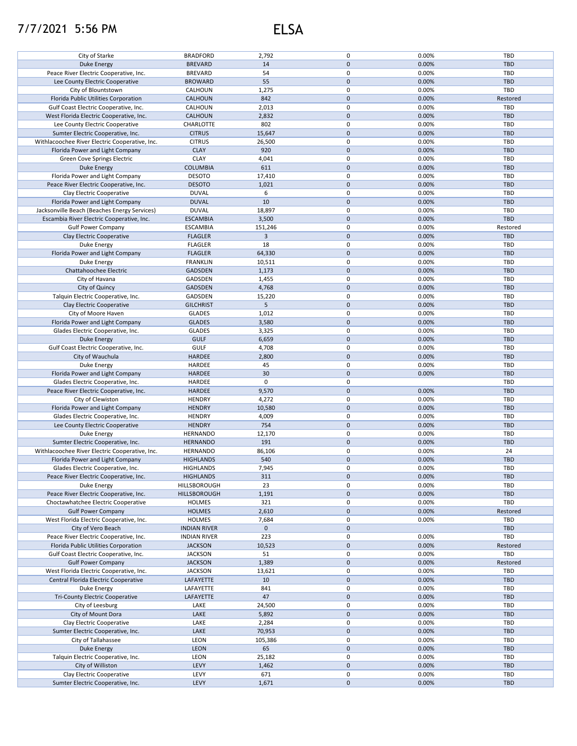# 7/7/2021 5:56 PM ELSA

| | | | | | |
|---|---|---|---|---|---|
| City of Starke | BRADFORD | 2,792 | 0 | 0.00% | TBD |
| Duke Energy | BREVARD | 14 | 0 | 0.00% | TBD |
| Peace River Electric Cooperative, Inc. | BREVARD | 54 | 0 | 0.00% | TBD |
| Lee County Electric Cooperative | BROWARD | 55 | 0 | 0.00% | TBD |
| City of Blountstown | CALHOUN | 1,275 | 0 | 0.00% | TBD |
| Florida Public Utilities Corporation | CALHOUN | 842 | 0 | 0.00% | Restored |
| Gulf Coast Electric Cooperative, Inc. | CALHOUN | 2,013 | 0 | 0.00% | TBD |
| West Florida Electric Cooperative, Inc. | CALHOUN | 2,832 | 0 | 0.00% | TBD |
| Lee County Electric Cooperative | CHARLOTTE | 802 | 0 | 0.00% | TBD |
| Sumter Electric Cooperative, Inc. | CITRUS | 15,647 | 0 | 0.00% | TBD |
| Withlacoochee River Electric Cooperative, Inc. | CITRUS | 26,500 | 0 | 0.00% | TBD |
| Florida Power and Light Company | CLAY | 920 | 0 | 0.00% | TBD |
| Green Cove Springs Electric | CLAY | 4,041 | 0 | 0.00% | TBD |
| Duke Energy | COLUMBIA | 611 | 0 | 0.00% | TBD |
| Florida Power and Light Company | DESOTO | 17,410 | 0 | 0.00% | TBD |
| Peace River Electric Cooperative, Inc. | DESOTO | 1,021 | 0 | 0.00% | TBD |
| Clay Electric Cooperative | DUVAL | 6 | 0 | 0.00% | TBD |
| Florida Power and Light Company | DUVAL | 10 | 0 | 0.00% | TBD |
| Jacksonville Beach (Beaches Energy Services) | DUVAL | 18,897 | 0 | 0.00% | TBD |
| Escambia River Electric Cooperative, Inc. | ESCAMBIA | 3,500 | 0 | 0.00% | TBD |
| Gulf Power Company | ESCAMBIA | 151,246 | 0 | 0.00% | Restored |
| Clay Electric Cooperative | FLAGLER | 3 | 0 | 0.00% | TBD |
| Duke Energy | FLAGLER | 18 | 0 | 0.00% | TBD |
| Florida Power and Light Company | FLAGLER | 64,330 | 0 | 0.00% | TBD |
| Duke Energy | FRANKLIN | 10,511 | 0 | 0.00% | TBD |
| Chattahoochee Electric | GADSDEN | 1,173 | 0 | 0.00% | TBD |
| City of Havana | GADSDEN | 1,455 | 0 | 0.00% | TBD |
| City of Quincy | GADSDEN | 4,768 | 0 | 0.00% | TBD |
| Talquin Electric Cooperative, Inc. | GADSDEN | 15,220 | 0 | 0.00% | TBD |
| Clay Electric Cooperative | GILCHRIST | 5 | 0 | 0.00% | TBD |
| City of Moore Haven | GLADES | 1,012 | 0 | 0.00% | TBD |
| Florida Power and Light Company | GLADES | 3,580 | 0 | 0.00% | TBD |
| Glades Electric Cooperative, Inc. | GLADES | 3,325 | 0 | 0.00% | TBD |
| Duke Energy | GULF | 6,659 | 0 | 0.00% | TBD |
| Gulf Coast Electric Cooperative, Inc. | GULF | 4,708 | 0 | 0.00% | TBD |
| City of Wauchula | HARDEE | 2,800 | 0 | 0.00% | TBD |
| Duke Energy | HARDEE | 45 | 0 | 0.00% | TBD |
| Florida Power and Light Company | HARDEE | 30 | 0 | 0.00% | TBD |
| Glades Electric Cooperative, Inc. | HARDEE | 0 | 0 | | TBD |
| Peace River Electric Cooperative, Inc. | HARDEE | 9,570 | 0 | 0.00% | TBD |
| City of Clewiston | HENDRY | 4,272 | 0 | 0.00% | TBD |
| Florida Power and Light Company | HENDRY | 10,580 | 0 | 0.00% | TBD |
| Glades Electric Cooperative, Inc. | HENDRY | 4,009 | 0 | 0.00% | TBD |
| Lee County Electric Cooperative | HENDRY | 754 | 0 | 0.00% | TBD |
| Duke Energy | HERNANDO | 12,170 | 0 | 0.00% | TBD |
| Sumter Electric Cooperative, Inc. | HERNANDO | 191 | 0 | 0.00% | TBD |
| Withlacoochee River Electric Cooperative, Inc. | HERNANDO | 86,106 | 0 | 0.00% | 24 |
| Florida Power and Light Company | HIGHLANDS | 540 | 0 | 0.00% | TBD |
| Glades Electric Cooperative, Inc. | HIGHLANDS | 7,945 | 0 | 0.00% | TBD |
| Peace River Electric Cooperative, Inc. | HIGHLANDS | 311 | 0 | 0.00% | TBD |
| Duke Energy | HILLSBOROUGH | 23 | 0 | 0.00% | TBD |
| Peace River Electric Cooperative, Inc. | HILLSBOROUGH | 1,191 | 0 | 0.00% | TBD |
| Choctawhatchee Electric Cooperative | HOLMES | 321 | 0 | 0.00% | TBD |
| Gulf Power Company | HOLMES | 2,610 | 0 | 0.00% | Restored |
| West Florida Electric Cooperative, Inc. | HOLMES | 7,684 | 0 | 0.00% | TBD |
| City of Vero Beach | INDIAN RIVER | 0 | 0 | | TBD |
| Peace River Electric Cooperative, Inc. | INDIAN RIVER | 223 | 0 | 0.00% | TBD |
| Florida Public Utilities Corporation | JACKSON | 10,523 | 0 | 0.00% | Restored |
| Gulf Coast Electric Cooperative, Inc. | JACKSON | 51 | 0 | 0.00% | TBD |
| Gulf Power Company | JACKSON | 1,389 | 0 | 0.00% | Restored |
| West Florida Electric Cooperative, Inc. | JACKSON | 13,621 | 0 | 0.00% | TBD |
| Central Florida Electric Cooperative | LAFAYETTE | 10 | 0 | 0.00% | TBD |
| Duke Energy | LAFAYETTE | 841 | 0 | 0.00% | TBD |
| Tri-County Electric Cooperative | LAFAYETTE | 47 | 0 | 0.00% | TBD |
| City of Leesburg | LAKE | 24,500 | 0 | 0.00% | TBD |
| City of Mount Dora | LAKE | 5,892 | 0 | 0.00% | TBD |
| Clay Electric Cooperative | LAKE | 2,284 | 0 | 0.00% | TBD |
| Sumter Electric Cooperative, Inc. | LAKE | 70,953 | 0 | 0.00% | TBD |
| City of Tallahassee | LEON | 105,386 | 0 | 0.00% | TBD |
| Duke Energy | LEON | 65 | 0 | 0.00% | TBD |
| Talquin Electric Cooperative, Inc. | LEON | 25,182 | 0 | 0.00% | TBD |
| City of Williston | LEVY | 1,462 | 0 | 0.00% | TBD |
| Clay Electric Cooperative | LEVY | 671 | 0 | 0.00% | TBD |
| Sumter Electric Cooperative, Inc. | LEVY | 1,671 | 0 | 0.00% | TBD |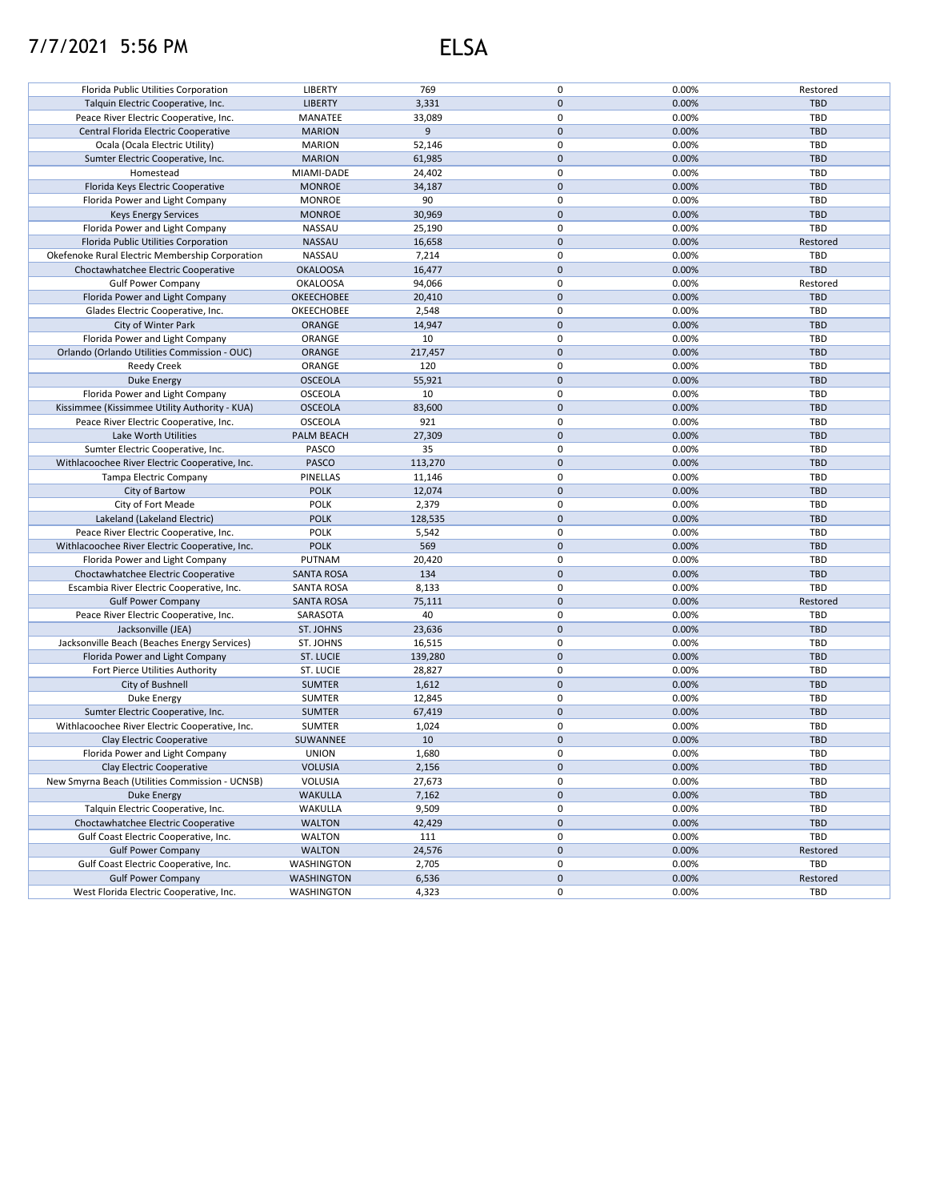7/7/2021 5:56 PM

# ELSA

| | | | | | |
|---|---|---|---|---|---|
| Florida Public Utilities Corporation | LIBERTY | 769 | 0 | 0.00% | Restored |
| Talquin Electric Cooperative, Inc. | LIBERTY | 3,331 | 0 | 0.00% | TBD |
| Peace River Electric Cooperative, Inc. | MANATEE | 33,089 | 0 | 0.00% | TBD |
| Central Florida Electric Cooperative | MARION | 9 | 0 | 0.00% | TBD |
| Ocala (Ocala Electric Utility) | MARION | 52,146 | 0 | 0.00% | TBD |
| Sumter Electric Cooperative, Inc. | MARION | 61,985 | 0 | 0.00% | TBD |
| Homestead | MIAMI-DADE | 24,402 | 0 | 0.00% | TBD |
| Florida Keys Electric Cooperative | MONROE | 34,187 | 0 | 0.00% | TBD |
| Florida Power and Light Company | MONROE | 90 | 0 | 0.00% | TBD |
| Keys Energy Services | MONROE | 30,969 | 0 | 0.00% | TBD |
| Florida Power and Light Company | NASSAU | 25,190 | 0 | 0.00% | TBD |
| Florida Public Utilities Corporation | NASSAU | 16,658 | 0 | 0.00% | Restored |
| Okefenoke Rural Electric Membership Corporation | NASSAU | 7,214 | 0 | 0.00% | TBD |
| Choctawhatchee Electric Cooperative | OKALOOSA | 16,477 | 0 | 0.00% | TBD |
| Gulf Power Company | OKALOOSA | 94,066 | 0 | 0.00% | Restored |
| Florida Power and Light Company | OKEECHOBEE | 20,410 | 0 | 0.00% | TBD |
| Glades Electric Cooperative, Inc. | OKEECHOBEE | 2,548 | 0 | 0.00% | TBD |
| City of Winter Park | ORANGE | 14,947 | 0 | 0.00% | TBD |
| Florida Power and Light Company | ORANGE | 10 | 0 | 0.00% | TBD |
| Orlando (Orlando Utilities Commission - OUC) | ORANGE | 217,457 | 0 | 0.00% | TBD |
| Reedy Creek | ORANGE | 120 | 0 | 0.00% | TBD |
| Duke Energy | OSCEOLA | 55,921 | 0 | 0.00% | TBD |
| Florida Power and Light Company | OSCEOLA | 10 | 0 | 0.00% | TBD |
| Kissimmee (Kissimmee Utility Authority - KUA) | OSCEOLA | 83,600 | 0 | 0.00% | TBD |
| Peace River Electric Cooperative, Inc. | OSCEOLA | 921 | 0 | 0.00% | TBD |
| Lake Worth Utilities | PALM BEACH | 27,309 | 0 | 0.00% | TBD |
| Sumter Electric Cooperative, Inc. | PASCO | 35 | 0 | 0.00% | TBD |
| Withlacoochee River Electric Cooperative, Inc. | PASCO | 113,270 | 0 | 0.00% | TBD |
| Tampa Electric Company | PINELLAS | 11,146 | 0 | 0.00% | TBD |
| City of Bartow | POLK | 12,074 | 0 | 0.00% | TBD |
| City of Fort Meade | POLK | 2,379 | 0 | 0.00% | TBD |
| Lakeland (Lakeland Electric) | POLK | 128,535 | 0 | 0.00% | TBD |
| Peace River Electric Cooperative, Inc. | POLK | 5,542 | 0 | 0.00% | TBD |
| Withlacoochee River Electric Cooperative, Inc. | POLK | 569 | 0 | 0.00% | TBD |
| Florida Power and Light Company | PUTNAM | 20,420 | 0 | 0.00% | TBD |
| Choctawhatchee Electric Cooperative | SANTA ROSA | 134 | 0 | 0.00% | TBD |
| Escambia River Electric Cooperative, Inc. | SANTA ROSA | 8,133 | 0 | 0.00% | TBD |
| Gulf Power Company | SANTA ROSA | 75,111 | 0 | 0.00% | Restored |
| Peace River Electric Cooperative, Inc. | SARASOTA | 40 | 0 | 0.00% | TBD |
| Jacksonville (JEA) | ST. JOHNS | 23,636 | 0 | 0.00% | TBD |
| Jacksonville Beach (Beaches Energy Services) | ST. JOHNS | 16,515 | 0 | 0.00% | TBD |
| Florida Power and Light Company | ST. LUCIE | 139,280 | 0 | 0.00% | TBD |
| Fort Pierce Utilities Authority | ST. LUCIE | 28,827 | 0 | 0.00% | TBD |
| City of Bushnell | SUMTER | 1,612 | 0 | 0.00% | TBD |
| Duke Energy | SUMTER | 12,845 | 0 | 0.00% | TBD |
| Sumter Electric Cooperative, Inc. | SUMTER | 67,419 | 0 | 0.00% | TBD |
| Withlacoochee River Electric Cooperative, Inc. | SUMTER | 1,024 | 0 | 0.00% | TBD |
| Clay Electric Cooperative | SUWANNEE | 10 | 0 | 0.00% | TBD |
| Florida Power and Light Company | UNION | 1,680 | 0 | 0.00% | TBD |
| Clay Electric Cooperative | VOLUSIA | 2,156 | 0 | 0.00% | TBD |
| New Smyrna Beach (Utilities Commission - UCNSB) | VOLUSIA | 27,673 | 0 | 0.00% | TBD |
| Duke Energy | WAKULLA | 7,162 | 0 | 0.00% | TBD |
| Talquin Electric Cooperative, Inc. | WAKULLA | 9,509 | 0 | 0.00% | TBD |
| Choctawhatchee Electric Cooperative | WALTON | 42,429 | 0 | 0.00% | TBD |
| Gulf Coast Electric Cooperative, Inc. | WALTON | 111 | 0 | 0.00% | TBD |
| Gulf Power Company | WALTON | 24,576 | 0 | 0.00% | Restored |
| Gulf Coast Electric Cooperative, Inc. | WASHINGTON | 2,705 | 0 | 0.00% | TBD |
| Gulf Power Company | WASHINGTON | 6,536 | 0 | 0.00% | Restored |
| West Florida Electric Cooperative, Inc. | WASHINGTON | 4,323 | 0 | 0.00% | TBD |